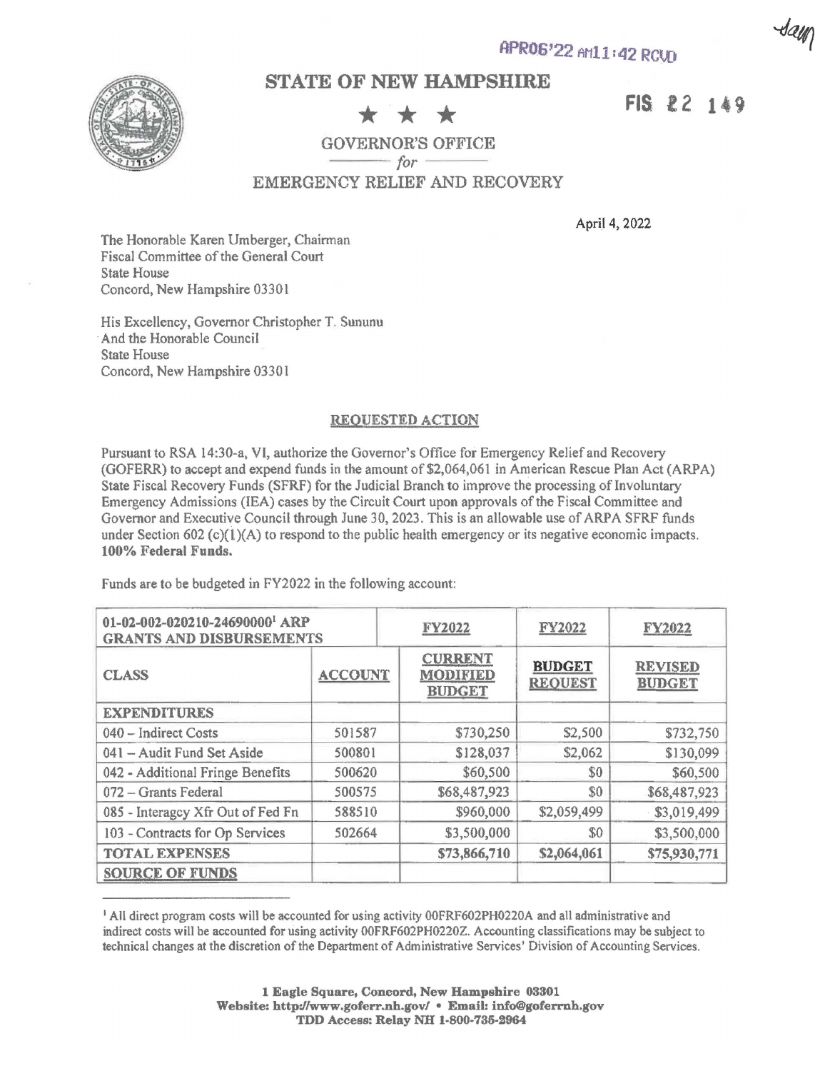APR06'22 AM11:42 RCVD

FIS 22 149

# STATE OF NEW HAMPSHIRE

★ ★ ★

GOVERNOR'S OFFICE
*for*
EMERGENCY RELIEF AND RECOVERY

April 4, 2022

The Honorable Karen Umberger, Chairman
Fiscal Committee of the General Court
State House
Concord, New Hampshire 03301

His Excellency, Governor Christopher T. Sununu
And the Honorable Council
State House
Concord, New Hampshire 03301

## REQUESTED ACTION

Pursuant to RSA 14:30-a, VI, authorize the Governor's Office for Emergency Relief and Recovery (GOFERR) to accept and expend funds in the amount of $2,064,061 in American Rescue Plan Act (ARPA) State Fiscal Recovery Funds (SFRF) for the Judicial Branch to improve the processing of Involuntary Emergency Admissions (IEA) cases by the Circuit Court upon approvals of the Fiscal Committee and Governor and Executive Council through June 30, 2023. This is an allowable use of ARPA SFRF funds under Section 602 (c)(1)(A) to respond to the public health emergency or its negative economic impacts. **100% Federal Funds.**

Funds are to be budgeted in FY2022 in the following account:

| 01-02-002-020210-24690000[1] ARP GRANTS AND DISBURSEMENTS | | FY2022 | FY2022 | FY2022 |
|---|---|---|---|---|
| CLASS | ACCOUNT | CURRENT MODIFIED BUDGET | BUDGET REQUEST | REVISED BUDGET |
| **EXPENDITURES** | | | | |
| 040 – Indirect Costs | 501587 | $730,250 | $2,500 | $732,750 |
| 041 – Audit Fund Set Aside | 500801 | $128,037 | $2,062 | $130,099 |
| 042 - Additional Fringe Benefits | 500620 | $60,500 | $0 | $60,500 |
| 072 – Grants Federal | 500575 | $68,487,923 | $0 | $68,487,923 |
| 085 - Interagcy Xfr Out of Fed Fn | 588510 | $960,000 | $2,059,499 | $3,019,499 |
| 103 - Contracts for Op Services | 502664 | $3,500,000 | $0 | $3,500,000 |
| **TOTAL EXPENSES** | | **$73,866,710** | **$2,064,061** | **$75,930,771** |
| **SOURCE OF FUNDS** | | | | |

[1] All direct program costs will be accounted for using activity 00FRF602PH0220A and all administrative and indirect costs will be accounted for using activity 00FRF602PH0220Z. Accounting classifications may be subject to technical changes at the discretion of the Department of Administrative Services' Division of Accounting Services.

**1 Eagle Square, Concord, New Hampshire 03301**
**Website: http://www.goferr.nh.gov/ • Email: info@goferrnh.gov**
**TDD Access: Relay NH 1-800-735-2964**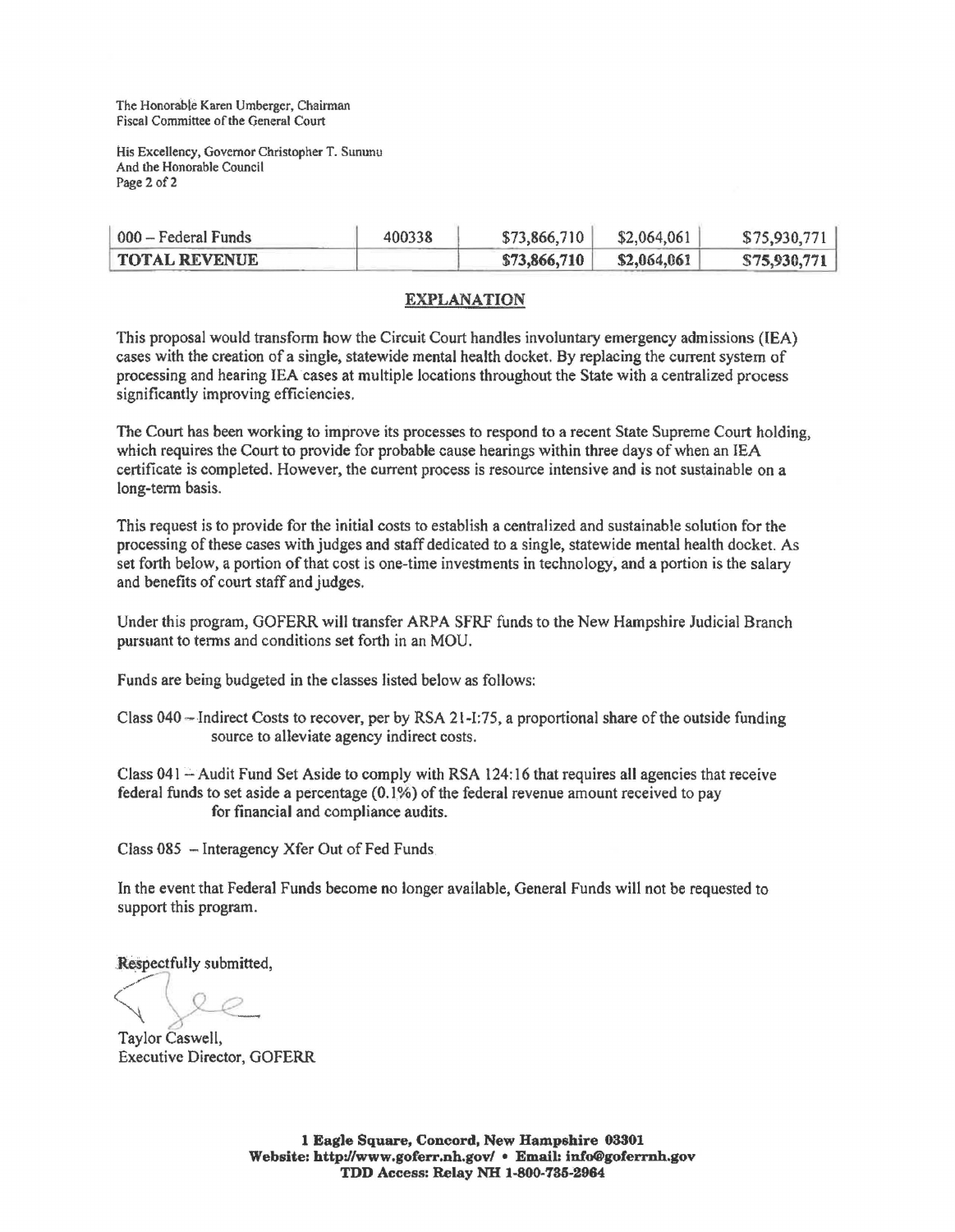The Honorable Karen Umberger, Chairman
Fiscal Committee of the General Court

His Excellency, Governor Christopher T. Sununu
And the Honorable Council

| | | | | |
|---|---|---|---|---|
| 000 – Federal Funds | 400338 | $73,866,710 | $2,064,061 | $75,930,771 |
| **TOTAL REVENUE** | | **$73,866,710** | **$2,064,061** | **$75,930,771** |

## EXPLANATION

This proposal would transform how the Circuit Court handles involuntary emergency admissions (IEA) cases with the creation of a single, statewide mental health docket. By replacing the current system of processing and hearing IEA cases at multiple locations throughout the State with a centralized process significantly improving efficiencies.

The Court has been working to improve its processes to respond to a recent State Supreme Court holding, which requires the Court to provide for probable cause hearings within three days of when an IEA certificate is completed. However, the current process is resource intensive and is not sustainable on a long-term basis.

This request is to provide for the initial costs to establish a centralized and sustainable solution for the processing of these cases with judges and staff dedicated to a single, statewide mental health docket. As set forth below, a portion of that cost is one-time investments in technology, and a portion is the salary and benefits of court staff and judges.

Under this program, GOFERR will transfer ARPA SFRF funds to the New Hampshire Judicial Branch pursuant to terms and conditions set forth in an MOU.

Funds are being budgeted in the classes listed below as follows:

Class 040 – Indirect Costs to recover, per by RSA 21-I:75, a proportional share of the outside funding source to alleviate agency indirect costs.

Class 041 – Audit Fund Set Aside to comply with RSA 124:16 that requires all agencies that receive federal funds to set aside a percentage (0.1%) of the federal revenue amount received to pay for financial and compliance audits.

Class 085 – Interagency Xfer Out of Fed Funds

In the event that Federal Funds become no longer available, General Funds will not be requested to support this program.

Respectfully submitted,

Taylor Caswell,
Executive Director, GOFERR

**1 Eagle Square, Concord, New Hampshire 03301**
**Website: http://www.goferr.nh.gov/ • Email: info@goferrnh.gov**
**TDD Access: Relay NH 1-800-735-2964**